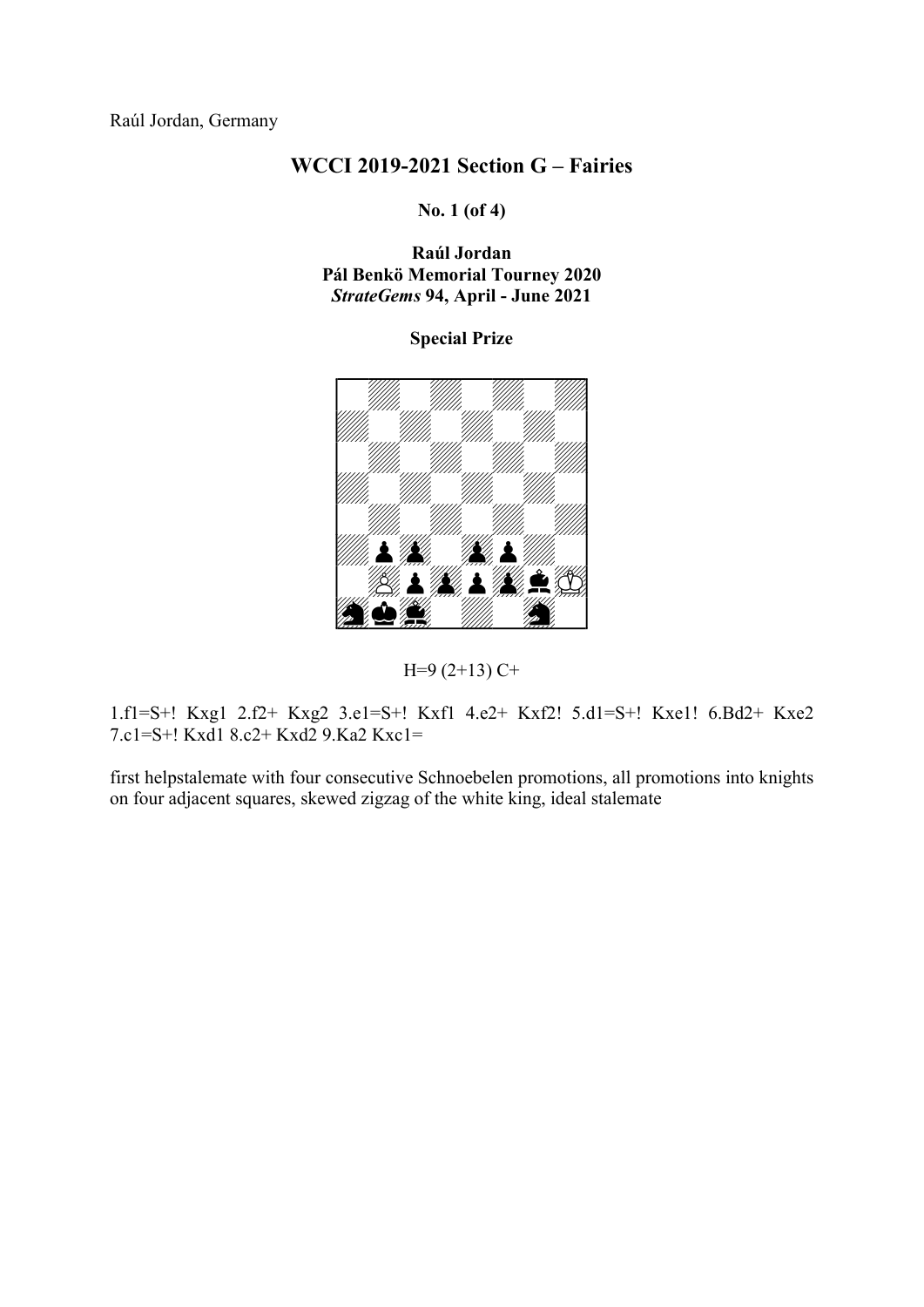Raúl Jordan, Germany

## WCCI 2019-2021 Section G – Fairies

**No. 1 (of 4)**

**Raúl Jordan**
**Pál Benkö Memorial Tourney 2020**
***StrateGems* 94, April - June 2021**

**Special Prize**

H=9 (2+13) C+

1.f1=S+! Kxg1 2.f2+ Kxg2 3.e1=S+! Kxf1 4.e2+ Kxf2! 5.d1=S+! Kxe1! 6.Bd2+ Kxe2 7.c1=S+! Kxd1 8.c2+ Kxd2 9.Ka2 Kxc1=

first helpstalemate with four consecutive Schnoebelen promotions, all promotions into knights on four adjacent squares, skewed zigzag of the white king, ideal stalemate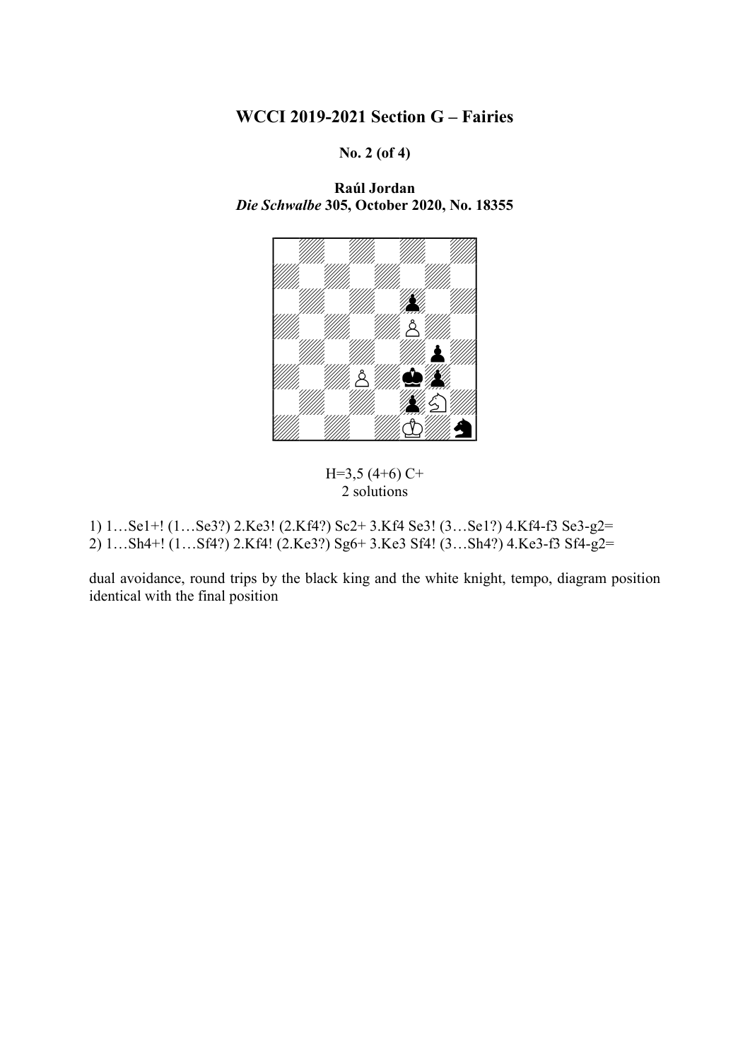# WCCI 2019-2021 Section G – Fairies

**No. 2 (of 4)**

**Raúl Jordan**
***Die Schwalbe* 305, October 2020, No. 18355**

H=3,5 (4+6) C+
2 solutions

1) 1…Se1+! (1…Se3?) 2.Ke3! (2.Kf4?) Sc2+ 3.Kf4 Se3! (3…Se1?) 4.Kf4-f3 Se3-g2=
2) 1…Sh4+! (1…Sf4?) 2.Kf4! (2.Ke3?) Sg6+ 3.Ke3 Sf4! (3…Sh4?) 4.Ke3-f3 Sf4-g2=

dual avoidance, round trips by the black king and the white knight, tempo, diagram position identical with the final position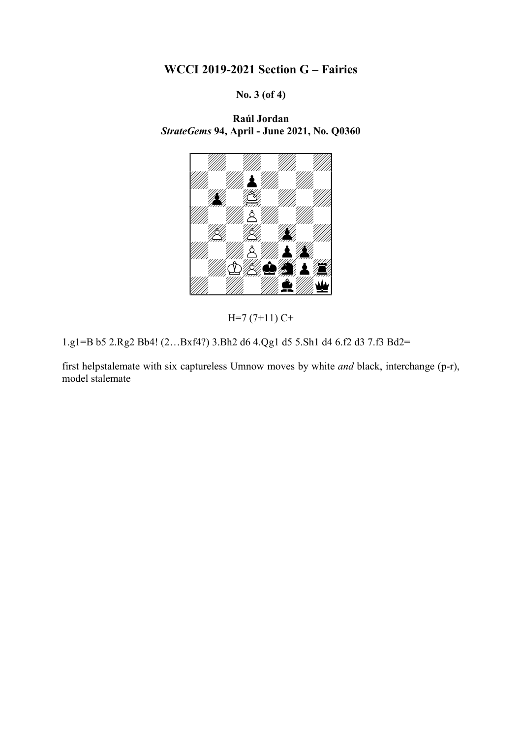# WCCI 2019-2021 Section G – Fairies

**No. 3 (of 4)**

**Raúl Jordan**
***StrateGems* 94, April - June 2021, No. Q0360**

H=7 (7+11) C+

1.g1=B b5 2.Rg2 Bb4! (2…Bxf4?) 3.Bh2 d6 4.Qg1 d5 5.Sh1 d4 6.f2 d3 7.f3 Bd2=

first helpstalemate with six captureless Umnow moves by white *and* black, interchange (p-r), model stalemate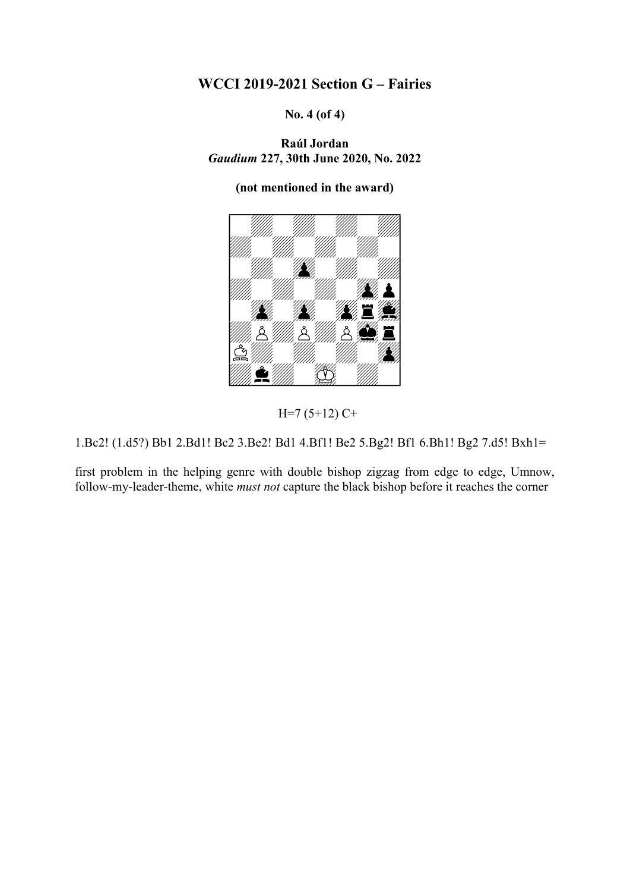# WCCI 2019-2021 Section G – Fairies

**No. 4 (of 4)**

**Raúl Jordan**
***Gaudium* 227, 30th June 2020, No. 2022**

**(not mentioned in the award)**

H=7 (5+12) C+

1.Bc2! (1.d5?) Bb1 2.Bd1! Bc2 3.Be2! Bd1 4.Bf1! Be2 5.Bg2! Bf1 6.Bh1! Bg2 7.d5! Bxh1=

first problem in the helping genre with double bishop zigzag from edge to edge, Umnow, follow-my-leader-theme, white *must not* capture the black bishop before it reaches the corner